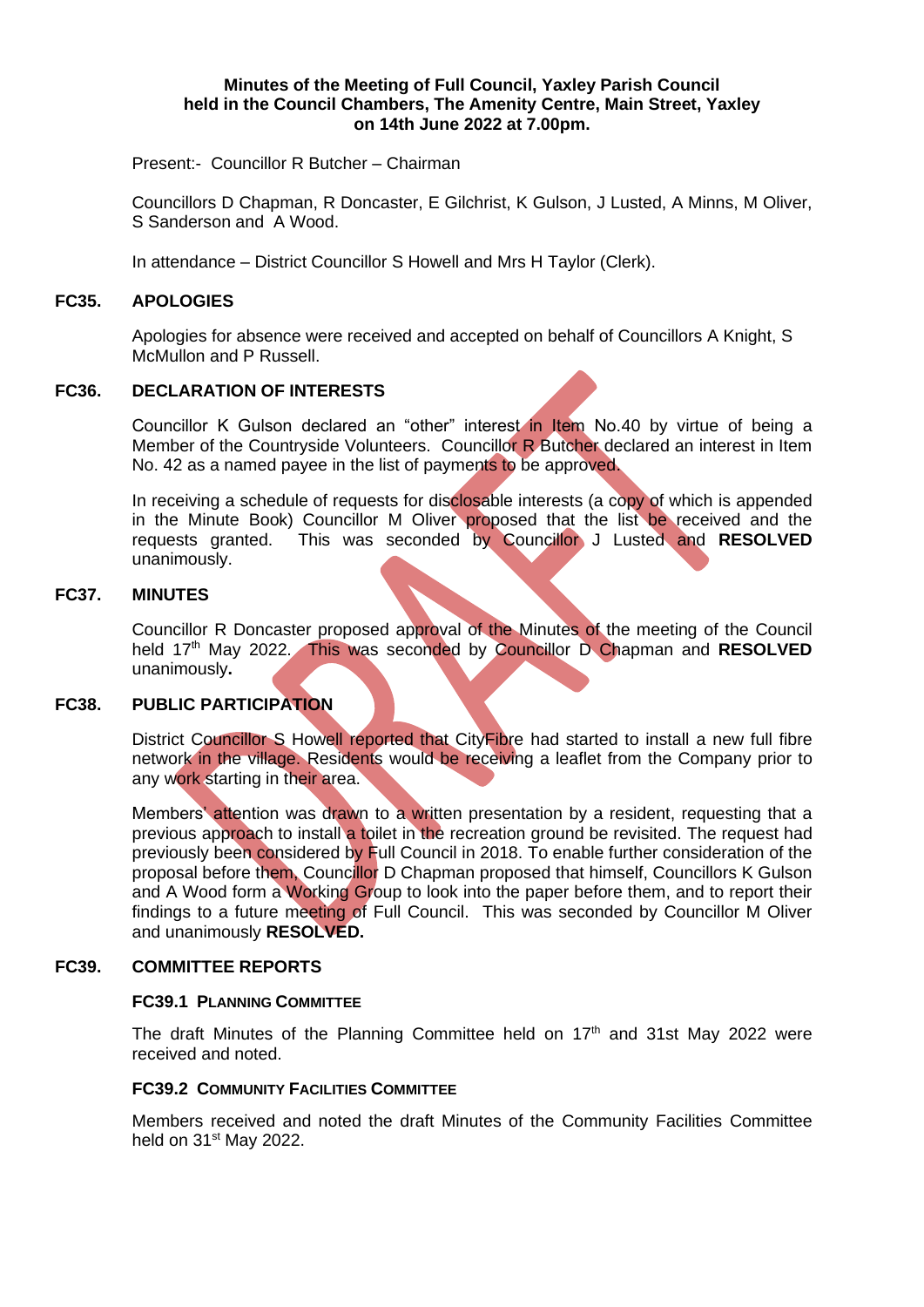**Minutes of the Meeting of Full Council, Yaxley Parish Council**
**held in the Council Chambers, The Amenity Centre, Main Street, Yaxley**
**on 14th June 2022 at 7.00pm.**

Present:- Councillor R Butcher – Chairman

Councillors D Chapman, R Doncaster, E Gilchrist, K Gulson, J Lusted, A Minns, M Oliver, S Sanderson and A Wood.

In attendance – District Councillor S Howell and Mrs H Taylor (Clerk).

## FC35. APOLOGIES

Apologies for absence were received and accepted on behalf of Councillors A Knight, S McMullon and P Russell.

## FC36. DECLARATION OF INTERESTS

Councillor K Gulson declared an "other" interest in Item No.40 by virtue of being a Member of the Countryside Volunteers. Councillor R Butcher declared an interest in Item No. 42 as a named payee in the list of payments to be approved.

In receiving a schedule of requests for disclosable interests (a copy of which is appended in the Minute Book) Councillor M Oliver proposed that the list be received and the requests granted. This was seconded by Councillor J Lusted and **RESOLVED** unanimously.

## FC37. MINUTES

Councillor R Doncaster proposed approval of the Minutes of the meeting of the Council held 17th May 2022. This was seconded by Councillor D Chapman and **RESOLVED** unanimously**.**

## FC38. PUBLIC PARTICIPATION

District Councillor S Howell reported that CityFibre had started to install a new full fibre network in the village. Residents would be receiving a leaflet from the Company prior to any work starting in their area.

Members' attention was drawn to a written presentation by a resident, requesting that a previous approach to install a toilet in the recreation ground be revisited. The request had previously been considered by Full Council in 2018. To enable further consideration of the proposal before them, Councillor D Chapman proposed that himself, Councillors K Gulson and A Wood form a Working Group to look into the paper before them, and to report their findings to a future meeting of Full Council. This was seconded by Councillor M Oliver and unanimously **RESOLVED.**

## FC39. COMMITTEE REPORTS

### FC39.1 PLANNING COMMITTEE

The draft Minutes of the Planning Committee held on 17th and 31st May 2022 were received and noted.

### FC39.2 COMMUNITY FACILITIES COMMITTEE

Members received and noted the draft Minutes of the Community Facilities Committee held on 31st May 2022.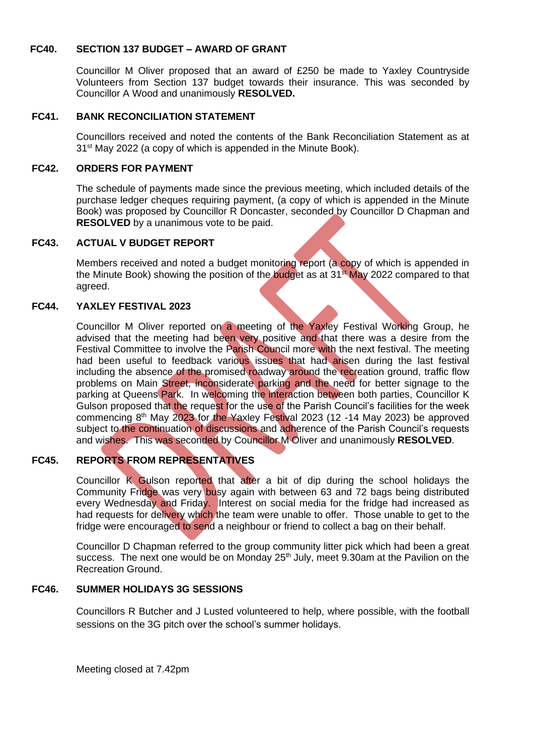**FC40. SECTION 137 BUDGET – AWARD OF GRANT**

Councillor M Oliver proposed that an award of £250 be made to Yaxley Countryside Volunteers from Section 137 budget towards their insurance. This was seconded by Councillor A Wood and unanimously **RESOLVED.**

**FC41. BANK RECONCILIATION STATEMENT**

Councillors received and noted the contents of the Bank Reconciliation Statement as at 31st May 2022 (a copy of which is appended in the Minute Book).

**FC42. ORDERS FOR PAYMENT**

The schedule of payments made since the previous meeting, which included details of the purchase ledger cheques requiring payment, (a copy of which is appended in the Minute Book) was proposed by Councillor R Doncaster, seconded by Councillor D Chapman and **RESOLVED** by a unanimous vote to be paid.

**FC43. ACTUAL V BUDGET REPORT**

Members received and noted a budget monitoring report (a copy of which is appended in the Minute Book) showing the position of the budget as at 31st May 2022 compared to that agreed.

**FC44. YAXLEY FESTIVAL 2023**

Councillor M Oliver reported on a meeting of the Yaxley Festival Working Group, he advised that the meeting had been very positive and that there was a desire from the Festival Committee to involve the Parish Council more with the next festival. The meeting had been useful to feedback various issues that had arisen during the last festival including the absence of the promised roadway around the recreation ground, traffic flow problems on Main Street, inconsiderate parking and the need for better signage to the parking at Queens Park. In welcoming the interaction between both parties, Councillor K Gulson proposed that the request for the use of the Parish Council's facilities for the week commencing 8th May 2023 for the Yaxley Festival 2023 (12 -14 May 2023) be approved subject to the continuation of discussions and adherence of the Parish Council's requests and wishes. This was seconded by Councillor M Oliver and unanimously **RESOLVED**.

**FC45. REPORTS FROM REPRESENTATIVES**

Councillor K Gulson reported that after a bit of dip during the school holidays the Community Fridge was very busy again with between 63 and 72 bags being distributed every Wednesday and Friday. Interest on social media for the fridge had increased as had requests for delivery which the team were unable to offer. Those unable to get to the fridge were encouraged to send a neighbour or friend to collect a bag on their behalf.

Councillor D Chapman referred to the group community litter pick which had been a great success. The next one would be on Monday 25th July, meet 9.30am at the Pavilion on the Recreation Ground.

**FC46. SUMMER HOLIDAYS 3G SESSIONS**

Councillors R Butcher and J Lusted volunteered to help, where possible, with the football sessions on the 3G pitch over the school's summer holidays.

Meeting closed at 7.42pm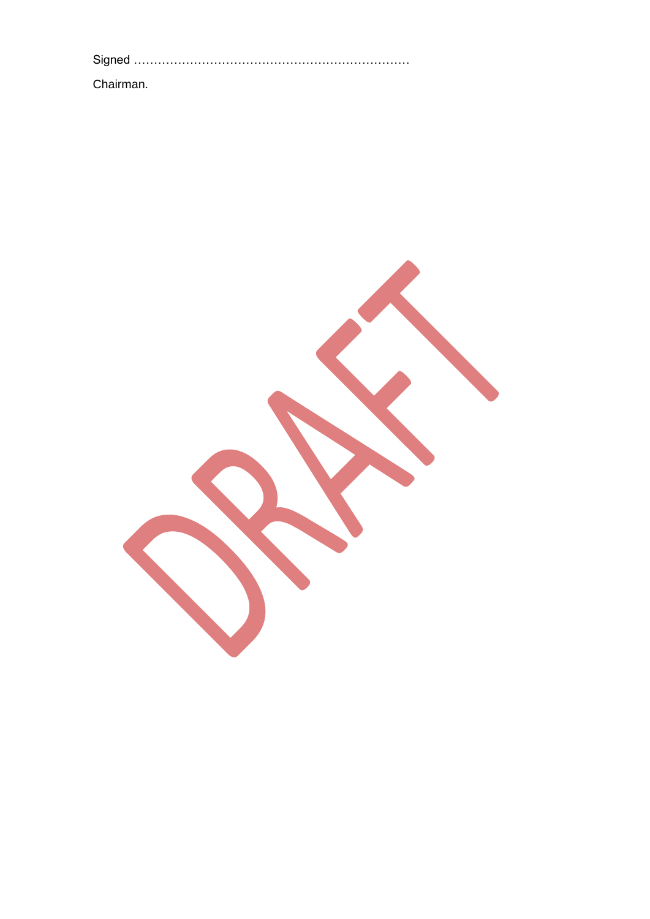Signed ……………………………………………………………

Chairman.

DRAFT